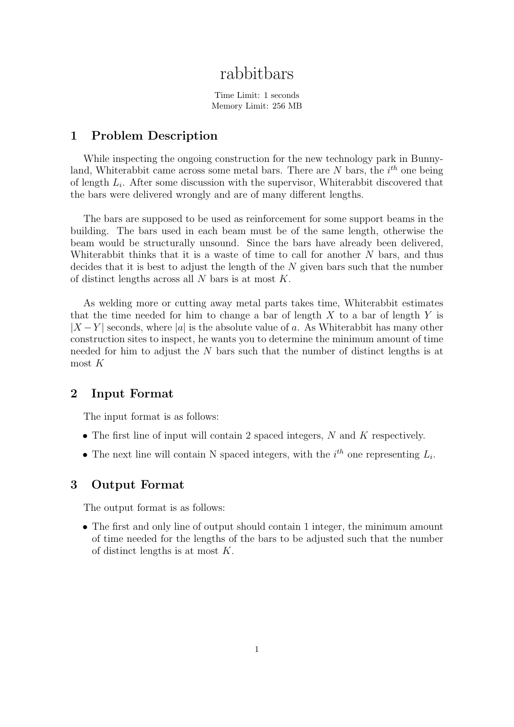# rabbitbars

Time Limit: 1 seconds
Memory Limit: 256 MB

## 1 Problem Description

While inspecting the ongoing construction for the new technology park in Bunnyland, Whiterabbit came across some metal bars. There are $N$ bars, the $i^{th}$ one being of length $L_i$. After some discussion with the supervisor, Whiterabbit discovered that the bars were delivered wrongly and are of many different lengths.

The bars are supposed to be used as reinforcement for some support beams in the building. The bars used in each beam must be of the same length, otherwise the beam would be structurally unsound. Since the bars have already been delivered, Whiterabbit thinks that it is a waste of time to call for another $N$ bars, and thus decides that it is best to adjust the length of the $N$ given bars such that the number of distinct lengths across all $N$ bars is at most $K$.

As welding more or cutting away metal parts takes time, Whiterabbit estimates that the time needed for him to change a bar of length $X$ to a bar of length $Y$ is $|X - Y|$ seconds, where $|a|$ is the absolute value of $a$. As Whiterabbit has many other construction sites to inspect, he wants you to determine the minimum amount of time needed for him to adjust the $N$ bars such that the number of distinct lengths is at most $K$

## 2 Input Format

The input format is as follows:

- The first line of input will contain 2 spaced integers, $N$ and $K$ respectively.
- The next line will contain N spaced integers, with the $i^{th}$ one representing $L_i$.

## 3 Output Format

The output format is as follows:

- The first and only line of output should contain 1 integer, the minimum amount of time needed for the lengths of the bars to be adjusted such that the number of distinct lengths is at most $K$.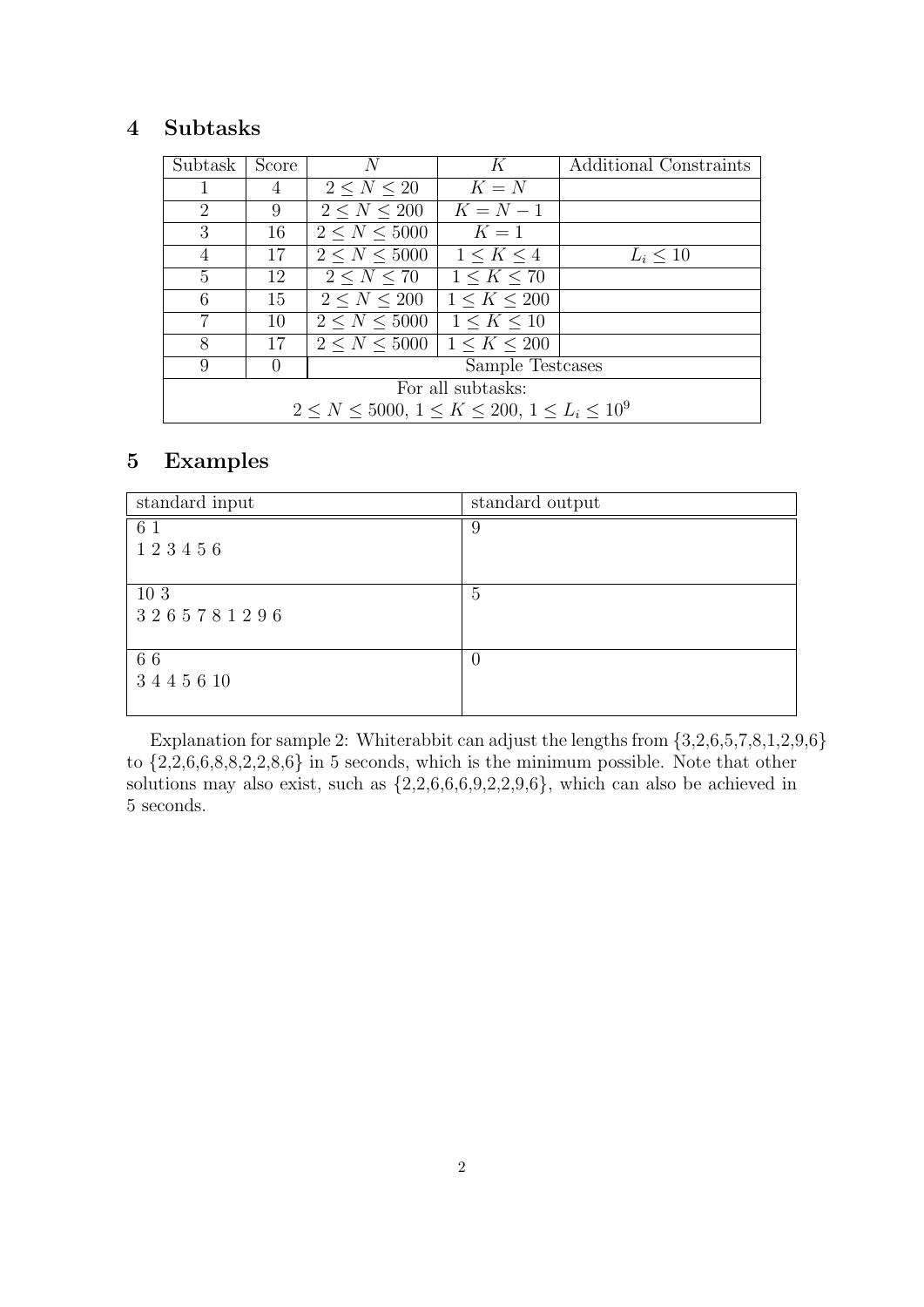## 4 Subtasks

| Subtask | Score | $N$ | $K$ | Additional Constraints |
|---|---|---|---|---|
| 1 | 4 | $2 \le N \le 20$ | $K = N$ | |
| 2 | 9 | $2 \le N \le 200$ | $K = N - 1$ | |
| 3 | 16 | $2 \le N \le 5000$ | $K = 1$ | |
| 4 | 17 | $2 \le N \le 5000$ | $1 \le K \le 4$ | $L_i \le 10$ |
| 5 | 12 | $2 \le N \le 70$ | $1 \le K \le 70$ | |
| 6 | 15 | $2 \le N \le 200$ | $1 \le K \le 200$ | |
| 7 | 10 | $2 \le N \le 5000$ | $1 \le K \le 10$ | |
| 8 | 17 | $2 \le N \le 5000$ | $1 \le K \le 200$ | |
| 9 | 0 | Sample Testcases | | |
| For all subtasks: $2 \le N \le 5000$, $1 \le K \le 200$, $1 \le L_i \le 10^9$ | | | | |

## 5 Examples

| standard input | standard output |
|---|---|
| 6 1<br>1 2 3 4 5 6 | 9 |
| 10 3<br>3 2 6 5 7 8 1 2 9 6 | 5 |
| 6 6<br>3 4 4 5 6 10 | 0 |

Explanation for sample 2: Whiterabbit can adjust the lengths from {3,2,6,5,7,8,1,2,9,6} to {2,2,6,6,8,8,2,2,8,6} in 5 seconds, which is the minimum possible. Note that other solutions may also exist, such as {2,2,6,6,6,9,2,2,9,6}, which can also be achieved in 5 seconds.